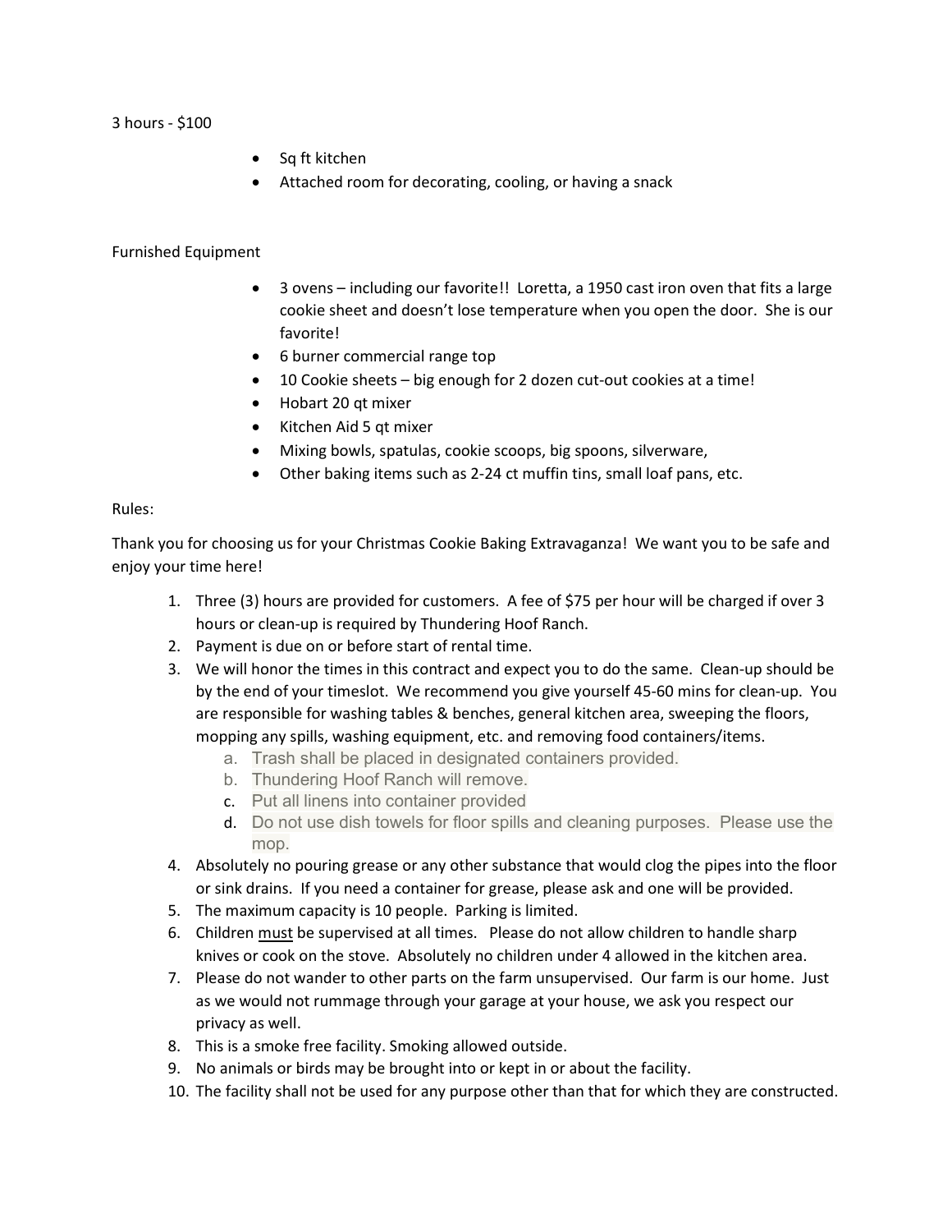3 hours - $100

- Sq ft kitchen
- Attached room for decorating, cooling, or having a snack

Furnished Equipment

- 3 ovens – including our favorite!! Loretta, a 1950 cast iron oven that fits a large cookie sheet and doesn't lose temperature when you open the door. She is our favorite!
- 6 burner commercial range top
- 10 Cookie sheets – big enough for 2 dozen cut-out cookies at a time!
- Hobart 20 qt mixer
- Kitchen Aid 5 qt mixer
- Mixing bowls, spatulas, cookie scoops, big spoons, silverware,
- Other baking items such as 2-24 ct muffin tins, small loaf pans, etc.

Rules:

Thank you for choosing us for your Christmas Cookie Baking Extravaganza! We want you to be safe and enjoy your time here!

1. Three (3) hours are provided for customers. A fee of $75 per hour will be charged if over 3 hours or clean-up is required by Thundering Hoof Ranch.
2. Payment is due on or before start of rental time.
3. We will honor the times in this contract and expect you to do the same. Clean-up should be by the end of your timeslot. We recommend you give yourself 45-60 mins for clean-up. You are responsible for washing tables & benches, general kitchen area, sweeping the floors, mopping any spills, washing equipment, etc. and removing food containers/items.
    a. Trash shall be placed in designated containers provided.
    b. Thundering Hoof Ranch will remove.
    c. Put all linens into container provided
    d. Do not use dish towels for floor spills and cleaning purposes. Please use the mop.
4. Absolutely no pouring grease or any other substance that would clog the pipes into the floor or sink drains. If you need a container for grease, please ask and one will be provided.
5. The maximum capacity is 10 people. Parking is limited.
6. Children <u>must</u> be supervised at all times. Please do not allow children to handle sharp knives or cook on the stove. Absolutely no children under 4 allowed in the kitchen area.
7. Please do not wander to other parts on the farm unsupervised. Our farm is our home. Just as we would not rummage through your garage at your house, we ask you respect our privacy as well.
8. This is a smoke free facility. Smoking allowed outside.
9. No animals or birds may be brought into or kept in or about the facility.
10. The facility shall not be used for any purpose other than that for which they are constructed.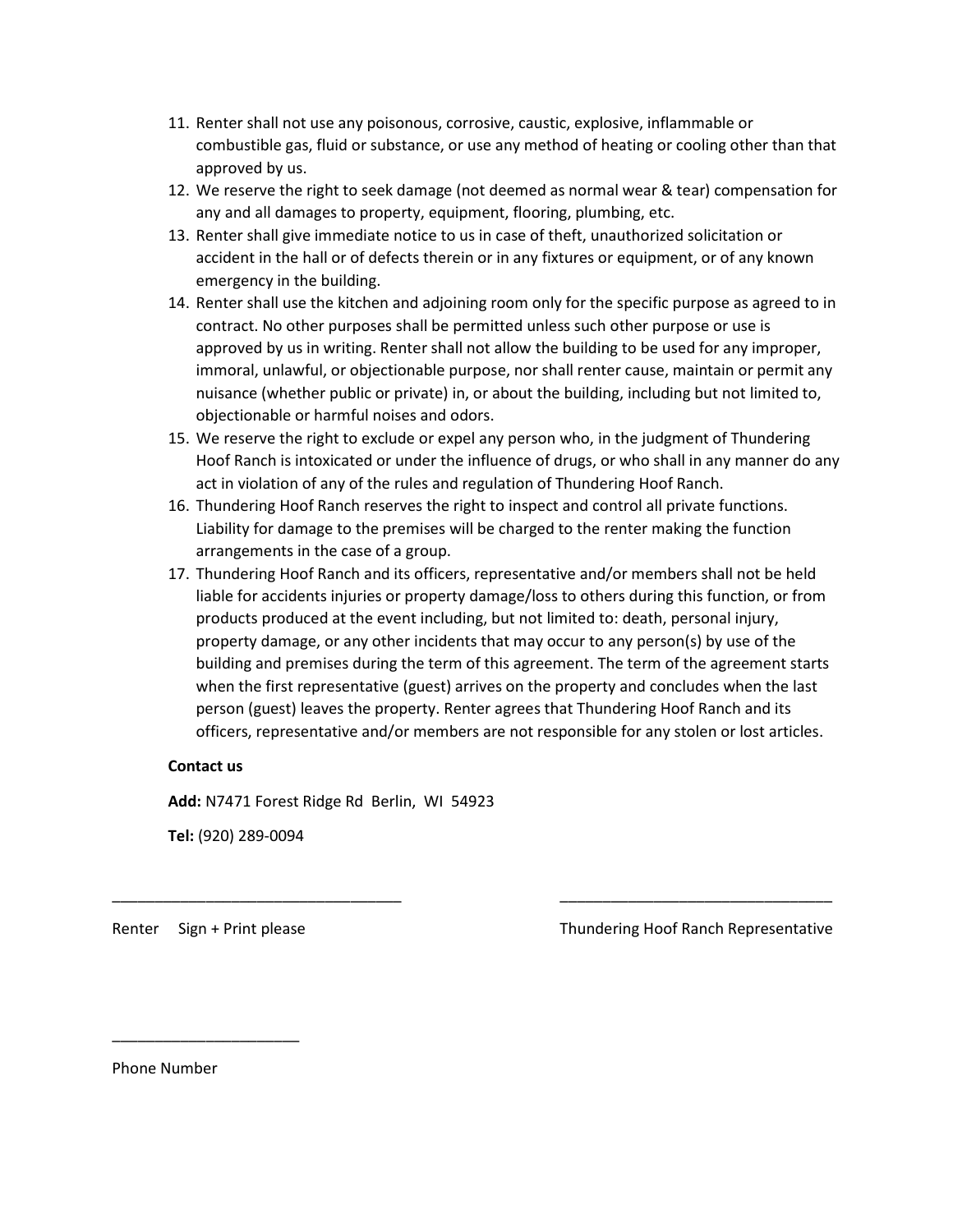11. Renter shall not use any poisonous, corrosive, caustic, explosive, inflammable or combustible gas, fluid or substance, or use any method of heating or cooling other than that approved by us.
12. We reserve the right to seek damage (not deemed as normal wear & tear) compensation for any and all damages to property, equipment, flooring, plumbing, etc.
13. Renter shall give immediate notice to us in case of theft, unauthorized solicitation or accident in the hall or of defects therein or in any fixtures or equipment, or of any known emergency in the building.
14. Renter shall use the kitchen and adjoining room only for the specific purpose as agreed to in contract. No other purposes shall be permitted unless such other purpose or use is approved by us in writing. Renter shall not allow the building to be used for any improper, immoral, unlawful, or objectionable purpose, nor shall renter cause, maintain or permit any nuisance (whether public or private) in, or about the building, including but not limited to, objectionable or harmful noises and odors.
15. We reserve the right to exclude or expel any person who, in the judgment of Thundering Hoof Ranch is intoxicated or under the influence of drugs, or who shall in any manner do any act in violation of any of the rules and regulation of Thundering Hoof Ranch.
16. Thundering Hoof Ranch reserves the right to inspect and control all private functions. Liability for damage to the premises will be charged to the renter making the function arrangements in the case of a group.
17. Thundering Hoof Ranch and its officers, representative and/or members shall not be held liable for accidents injuries or property damage/loss to others during this function, or from products produced at the event including, but not limited to: death, personal injury, property damage, or any other incidents that may occur to any person(s) by use of the building and premises during the term of this agreement. The term of the agreement starts when the first representative (guest) arrives on the property and concludes when the last person (guest) leaves the property. Renter agrees that Thundering Hoof Ranch and its officers, representative and/or members are not responsible for any stolen or lost articles.

**Contact us**

**Add:** N7471 Forest Ridge Rd Berlin, WI 54923

**Tel:** (920) 289-0094

___________________________________ ___________________________________

Renter Sign + Print please Thundering Hoof Ranch Representative

______________________

Phone Number